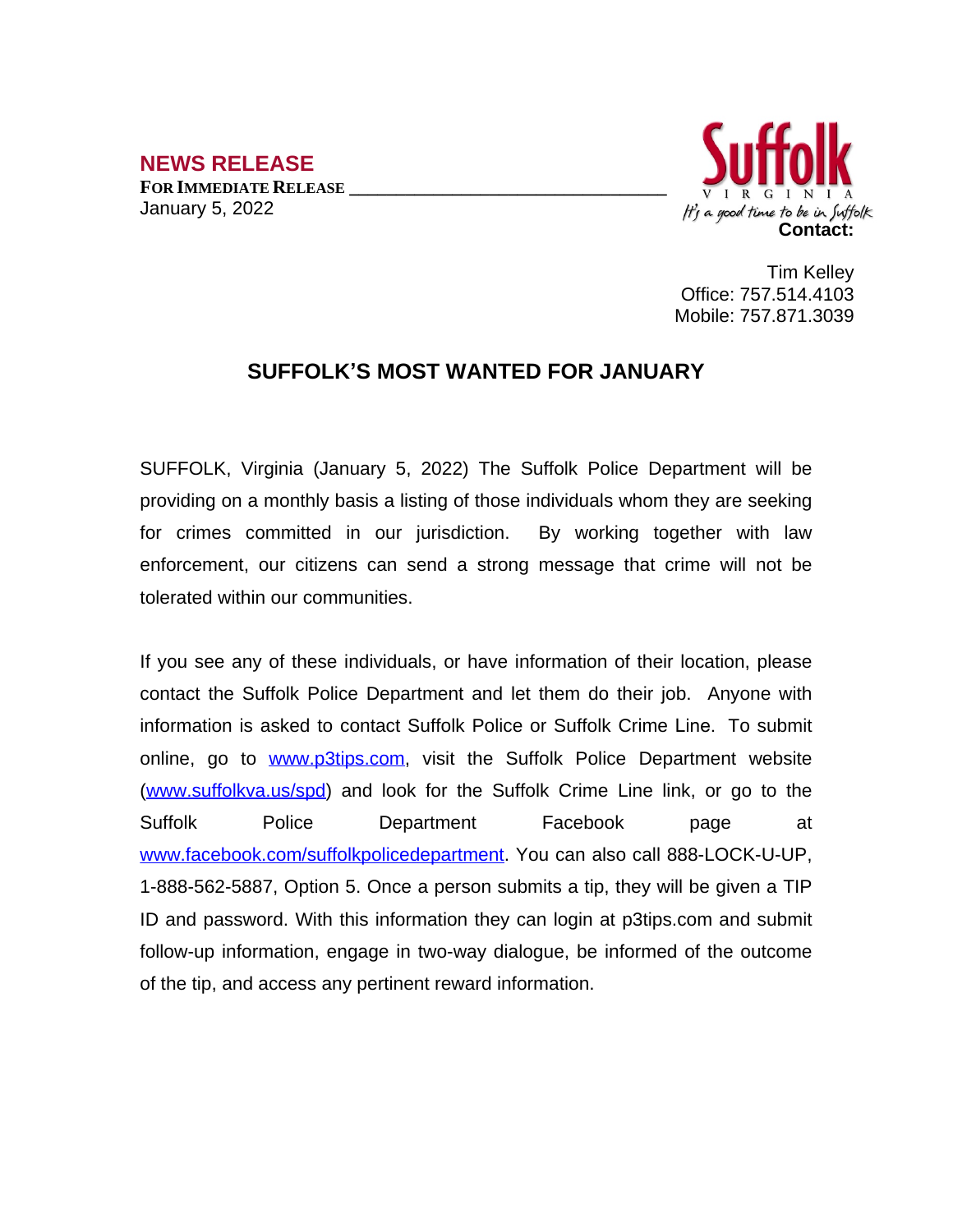**NEWS RELEASE**

**FOR IMMEDIATE RELEASE**

January 5, 2022

Suffolk VIRGINIA It's a good time to be in Suffolk

**Contact:**

Tim Kelley
Office: 757.514.4103
Mobile: 757.871.3039

## SUFFOLK'S MOST WANTED FOR JANUARY

SUFFOLK, Virginia (January 5, 2022) The Suffolk Police Department will be providing on a monthly basis a listing of those individuals whom they are seeking for crimes committed in our jurisdiction. By working together with law enforcement, our citizens can send a strong message that crime will not be tolerated within our communities.

If you see any of these individuals, or have information of their location, please contact the Suffolk Police Department and let them do their job. Anyone with information is asked to contact Suffolk Police or Suffolk Crime Line. To submit online, go to [www.p3tips.com](http://www.p3tips.com), visit the Suffolk Police Department website ([www.suffolkva.us/spd](http://www.suffolkva.us/spd)) and look for the Suffolk Crime Line link, or go to the Suffolk Police Department Facebook page at [www.facebook.com/suffolkpolicedepartment](http://www.facebook.com/suffolkpolicedepartment). You can also call 888-LOCK-U-UP, 1-888-562-5887, Option 5. Once a person submits a tip, they will be given a TIP ID and password. With this information they can login at p3tips.com and submit follow-up information, engage in two-way dialogue, be informed of the outcome of the tip, and access any pertinent reward information.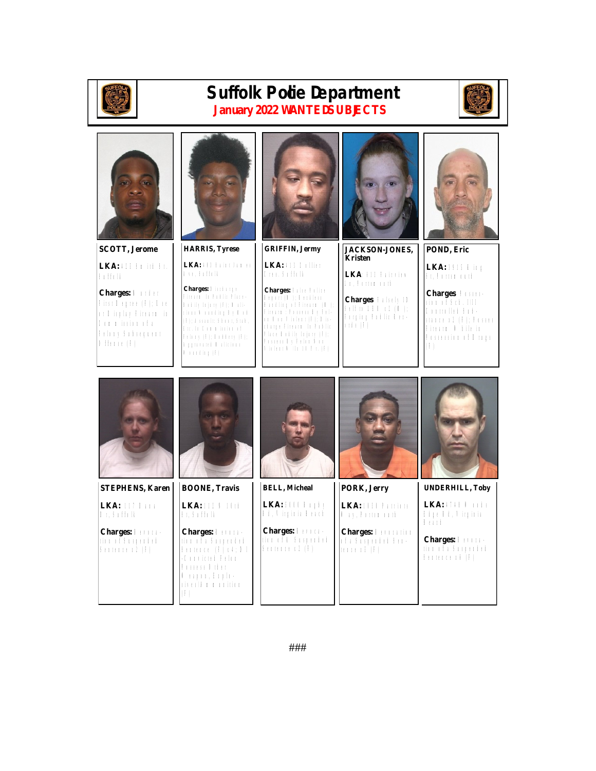# Suffolk Police Department

## January 2022 WANTED SUBJECTS

**SCOTT, Jerome**

**LKA:**

**Charges:**

**HARRIS, Tyrese**

**LKA:**

**Charges:**

**GRIFFIN, Jermy**

**LKA:**

**Charges:**

**JACKSON-JONES, Kristen**

**LKA**

**Charges**

**POND, Eric**

**LKA:**

**Charges**

**STEPHENS, Karen**

**LKA:**

**Charges:**

**BOONE, Travis**

**LKA:**

**Charges:**

**BELL, Micheal**

**LKA:**

**Charges:**

**PORK, Jerry**

**LKA:**

**Charges:**

**UNDERHILL, Toby**

**LKA:**

**Charges:**

###